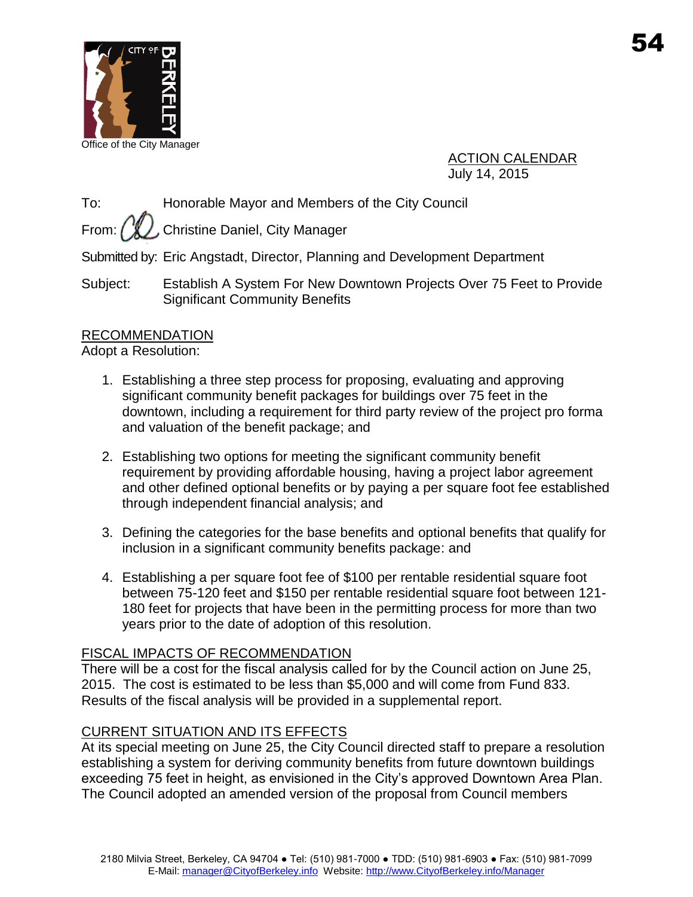Office of the City Manager

ACTION CALENDAR
July 14, 2015

To: Honorable Mayor and Members of the City Council

From: Christine Daniel, City Manager

Submitted by: Eric Angstadt, Director, Planning and Development Department

Subject: Establish A System For New Downtown Projects Over 75 Feet to Provide Significant Community Benefits

## RECOMMENDATION

Adopt a Resolution:

1. Establishing a three step process for proposing, evaluating and approving significant community benefit packages for buildings over 75 feet in the downtown, including a requirement for third party review of the project pro forma and valuation of the benefit package; and

2. Establishing two options for meeting the significant community benefit requirement by providing affordable housing, having a project labor agreement and other defined optional benefits or by paying a per square foot fee established through independent financial analysis; and

3. Defining the categories for the base benefits and optional benefits that qualify for inclusion in a significant community benefits package: and

4. Establishing a per square foot fee of $100 per rentable residential square foot between 75-120 feet and $150 per rentable residential square foot between 121-180 feet for projects that have been in the permitting process for more than two years prior to the date of adoption of this resolution.

## FISCAL IMPACTS OF RECOMMENDATION

There will be a cost for the fiscal analysis called for by the Council action on June 25, 2015. The cost is estimated to be less than $5,000 and will come from Fund 833. Results of the fiscal analysis will be provided in a supplemental report.

## CURRENT SITUATION AND ITS EFFECTS

At its special meeting on June 25, the City Council directed staff to prepare a resolution establishing a system for deriving community benefits from future downtown buildings exceeding 75 feet in height, as envisioned in the City's approved Downtown Area Plan. The Council adopted an amended version of the proposal from Council members

2180 Milvia Street, Berkeley, CA 94704 ● Tel: (510) 981-7000 ● TDD: (510) 981-6903 ● Fax: (510) 981-7099
E-Mail: manager@CityofBerkeley.info Website: http://www.CityofBerkeley.info/Manager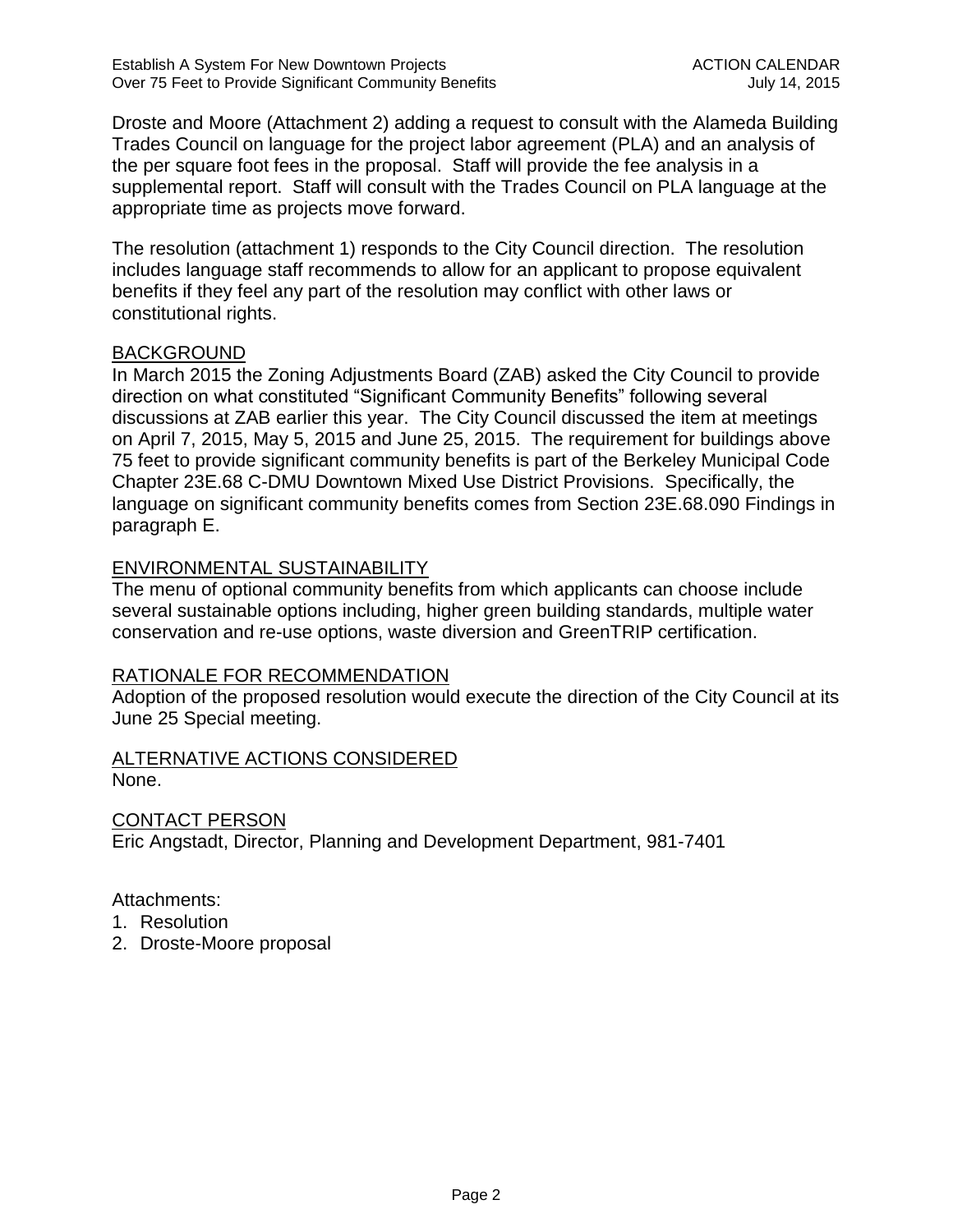Droste and Moore (Attachment 2) adding a request to consult with the Alameda Building Trades Council on language for the project labor agreement (PLA) and an analysis of the per square foot fees in the proposal. Staff will provide the fee analysis in a supplemental report. Staff will consult with the Trades Council on PLA language at the appropriate time as projects move forward.

The resolution (attachment 1) responds to the City Council direction. The resolution includes language staff recommends to allow for an applicant to propose equivalent benefits if they feel any part of the resolution may conflict with other laws or constitutional rights.

## BACKGROUND

In March 2015 the Zoning Adjustments Board (ZAB) asked the City Council to provide direction on what constituted "Significant Community Benefits" following several discussions at ZAB earlier this year. The City Council discussed the item at meetings on April 7, 2015, May 5, 2015 and June 25, 2015. The requirement for buildings above 75 feet to provide significant community benefits is part of the Berkeley Municipal Code Chapter 23E.68 C-DMU Downtown Mixed Use District Provisions. Specifically, the language on significant community benefits comes from Section 23E.68.090 Findings in paragraph E.

## ENVIRONMENTAL SUSTAINABILITY

The menu of optional community benefits from which applicants can choose include several sustainable options including, higher green building standards, multiple water conservation and re-use options, waste diversion and GreenTRIP certification.

## RATIONALE FOR RECOMMENDATION

Adoption of the proposed resolution would execute the direction of the City Council at its June 25 Special meeting.

## ALTERNATIVE ACTIONS CONSIDERED

None.

## CONTACT PERSON

Eric Angstadt, Director, Planning and Development Department, 981-7401

Attachments:
1. Resolution
2. Droste-Moore proposal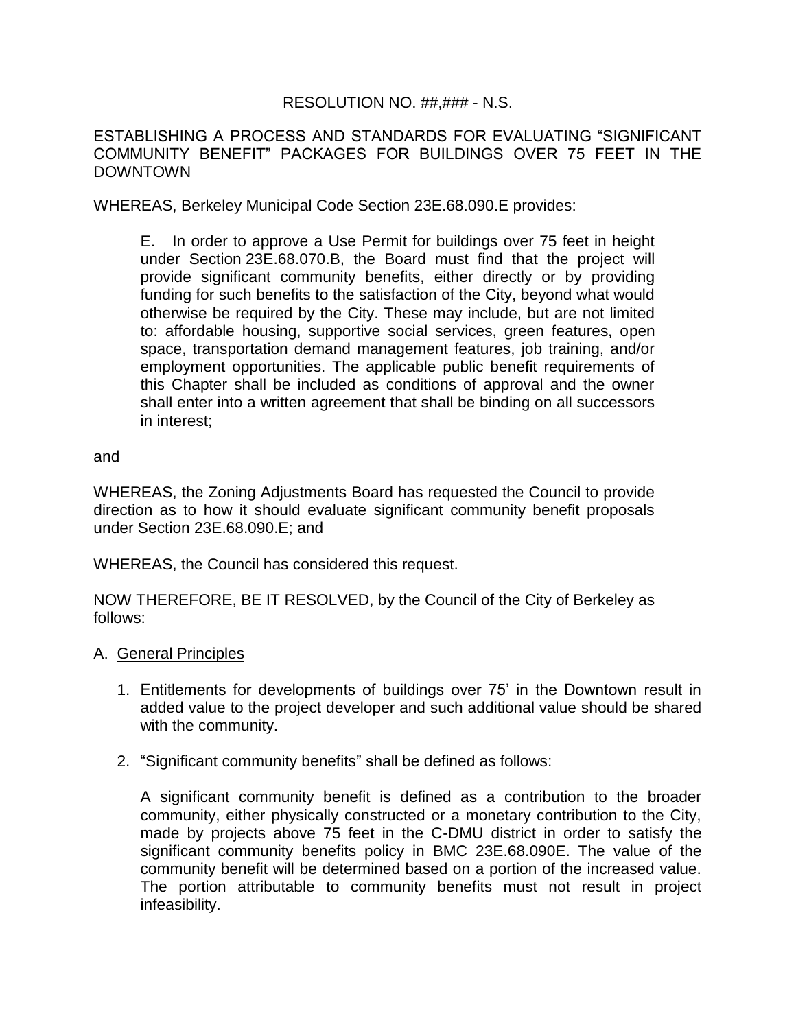RESOLUTION NO. ##,### - N.S.

ESTABLISHING A PROCESS AND STANDARDS FOR EVALUATING "SIGNIFICANT COMMUNITY BENEFIT" PACKAGES FOR BUILDINGS OVER 75 FEET IN THE DOWNTOWN

WHEREAS, Berkeley Municipal Code Section 23E.68.090.E provides:

> E. In order to approve a Use Permit for buildings over 75 feet in height under Section 23E.68.070.B, the Board must find that the project will provide significant community benefits, either directly or by providing funding for such benefits to the satisfaction of the City, beyond what would otherwise be required by the City. These may include, but are not limited to: affordable housing, supportive social services, green features, open space, transportation demand management features, job training, and/or employment opportunities. The applicable public benefit requirements of this Chapter shall be included as conditions of approval and the owner shall enter into a written agreement that shall be binding on all successors in interest;

and

WHEREAS, the Zoning Adjustments Board has requested the Council to provide direction as to how it should evaluate significant community benefit proposals under Section 23E.68.090.E; and

WHEREAS, the Council has considered this request.

NOW THEREFORE, BE IT RESOLVED, by the Council of the City of Berkeley as follows:

A. <u>General Principles</u>

1. Entitlements for developments of buildings over 75' in the Downtown result in added value to the project developer and such additional value should be shared with the community.

2. "Significant community benefits" shall be defined as follows:

   A significant community benefit is defined as a contribution to the broader community, either physically constructed or a monetary contribution to the City, made by projects above 75 feet in the C-DMU district in order to satisfy the significant community benefits policy in BMC 23E.68.090E. The value of the community benefit will be determined based on a portion of the increased value. The portion attributable to community benefits must not result in project infeasibility.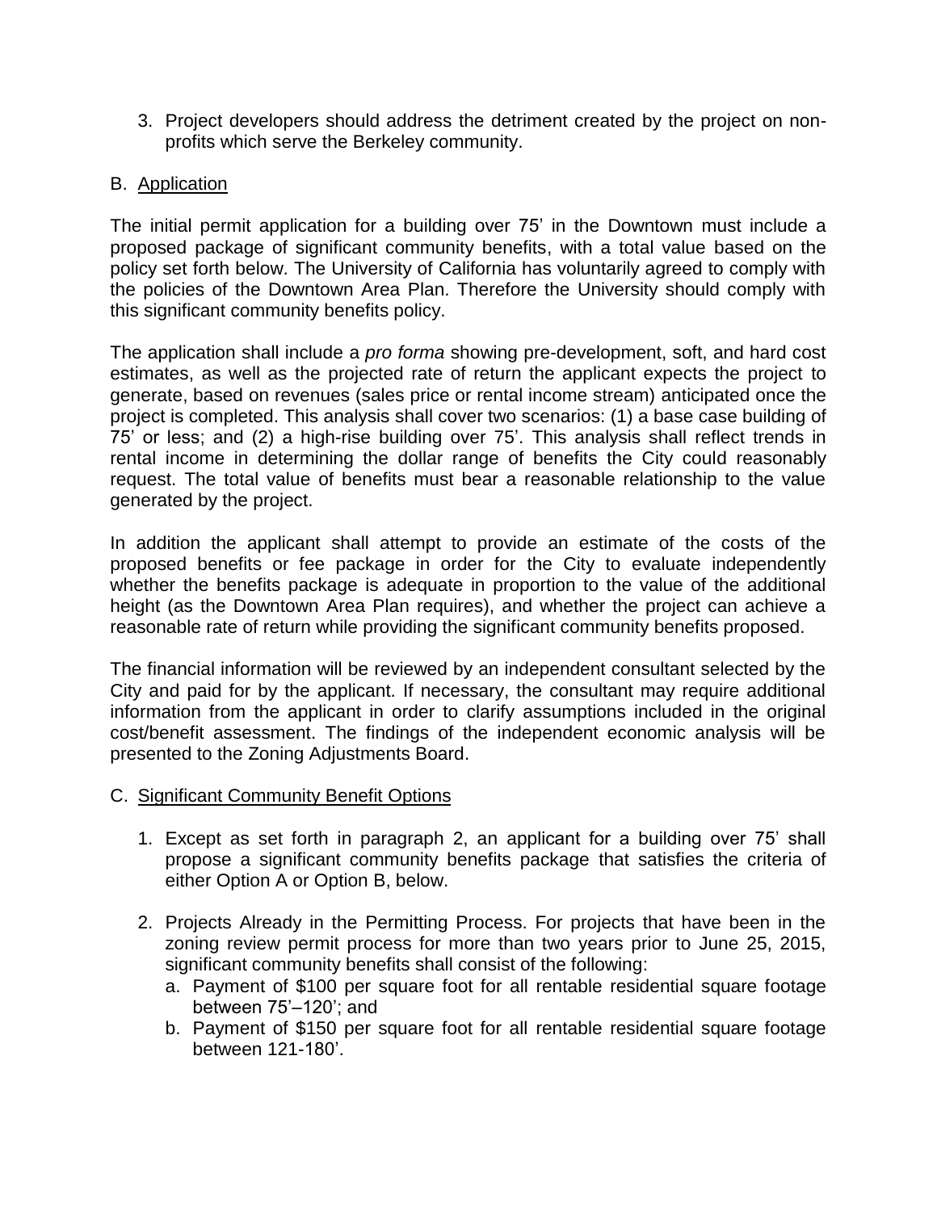3. Project developers should address the detriment created by the project on non-profits which serve the Berkeley community.

B. <u>Application</u>

The initial permit application for a building over 75' in the Downtown must include a proposed package of significant community benefits, with a total value based on the policy set forth below. The University of California has voluntarily agreed to comply with the policies of the Downtown Area Plan. Therefore the University should comply with this significant community benefits policy.

The application shall include a *pro forma* showing pre-development, soft, and hard cost estimates, as well as the projected rate of return the applicant expects the project to generate, based on revenues (sales price or rental income stream) anticipated once the project is completed. This analysis shall cover two scenarios: (1) a base case building of 75' or less; and (2) a high-rise building over 75'. This analysis shall reflect trends in rental income in determining the dollar range of benefits the City could reasonably request. The total value of benefits must bear a reasonable relationship to the value generated by the project.

In addition the applicant shall attempt to provide an estimate of the costs of the proposed benefits or fee package in order for the City to evaluate independently whether the benefits package is adequate in proportion to the value of the additional height (as the Downtown Area Plan requires), and whether the project can achieve a reasonable rate of return while providing the significant community benefits proposed.

The financial information will be reviewed by an independent consultant selected by the City and paid for by the applicant. If necessary, the consultant may require additional information from the applicant in order to clarify assumptions included in the original cost/benefit assessment. The findings of the independent economic analysis will be presented to the Zoning Adjustments Board.

C. <u>Significant Community Benefit Options</u>

1. Except as set forth in paragraph 2, an applicant for a building over 75' shall propose a significant community benefits package that satisfies the criteria of either Option A or Option B, below.

2. Projects Already in the Permitting Process. For projects that have been in the zoning review permit process for more than two years prior to June 25, 2015, significant community benefits shall consist of the following:
   a. Payment of $100 per square foot for all rentable residential square footage between 75'–120'; and
   b. Payment of $150 per square foot for all rentable residential square footage between 121-180'.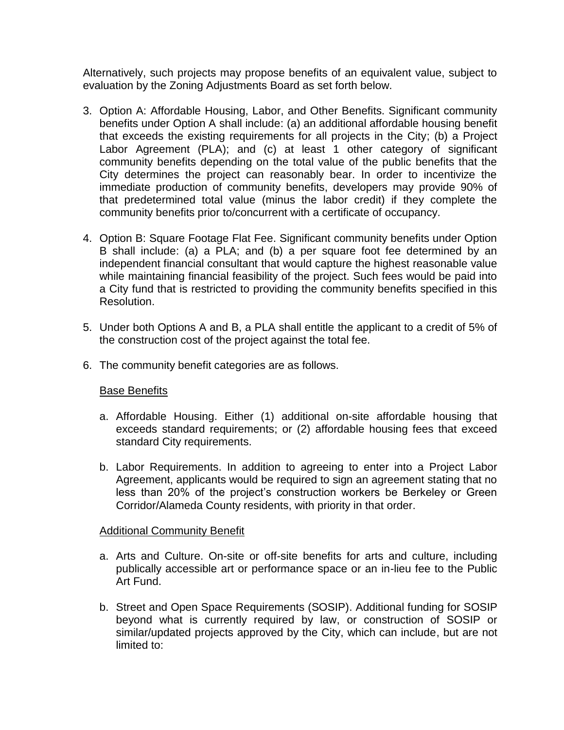Alternatively, such projects may propose benefits of an equivalent value, subject to evaluation by the Zoning Adjustments Board as set forth below.

3. Option A: Affordable Housing, Labor, and Other Benefits. Significant community benefits under Option A shall include: (a) an additional affordable housing benefit that exceeds the existing requirements for all projects in the City; (b) a Project Labor Agreement (PLA); and (c) at least 1 other category of significant community benefits depending on the total value of the public benefits that the City determines the project can reasonably bear. In order to incentivize the immediate production of community benefits, developers may provide 90% of that predetermined total value (minus the labor credit) if they complete the community benefits prior to/concurrent with a certificate of occupancy.

4. Option B: Square Footage Flat Fee. Significant community benefits under Option B shall include: (a) a PLA; and (b) a per square foot fee determined by an independent financial consultant that would capture the highest reasonable value while maintaining financial feasibility of the project. Such fees would be paid into a City fund that is restricted to providing the community benefits specified in this Resolution.

5. Under both Options A and B, a PLA shall entitle the applicant to a credit of 5% of the construction cost of the project against the total fee.

6. The community benefit categories are as follows.

   <u>Base Benefits</u>

   a. Affordable Housing. Either (1) additional on-site affordable housing that exceeds standard requirements; or (2) affordable housing fees that exceed standard City requirements.

   b. Labor Requirements. In addition to agreeing to enter into a Project Labor Agreement, applicants would be required to sign an agreement stating that no less than 20% of the project's construction workers be Berkeley or Green Corridor/Alameda County residents, with priority in that order.

   <u>Additional Community Benefit</u>

   a. Arts and Culture. On-site or off-site benefits for arts and culture, including publically accessible art or performance space or an in-lieu fee to the Public Art Fund.

   b. Street and Open Space Requirements (SOSIP). Additional funding for SOSIP beyond what is currently required by law, or construction of SOSIP or similar/updated projects approved by the City, which can include, but are not limited to: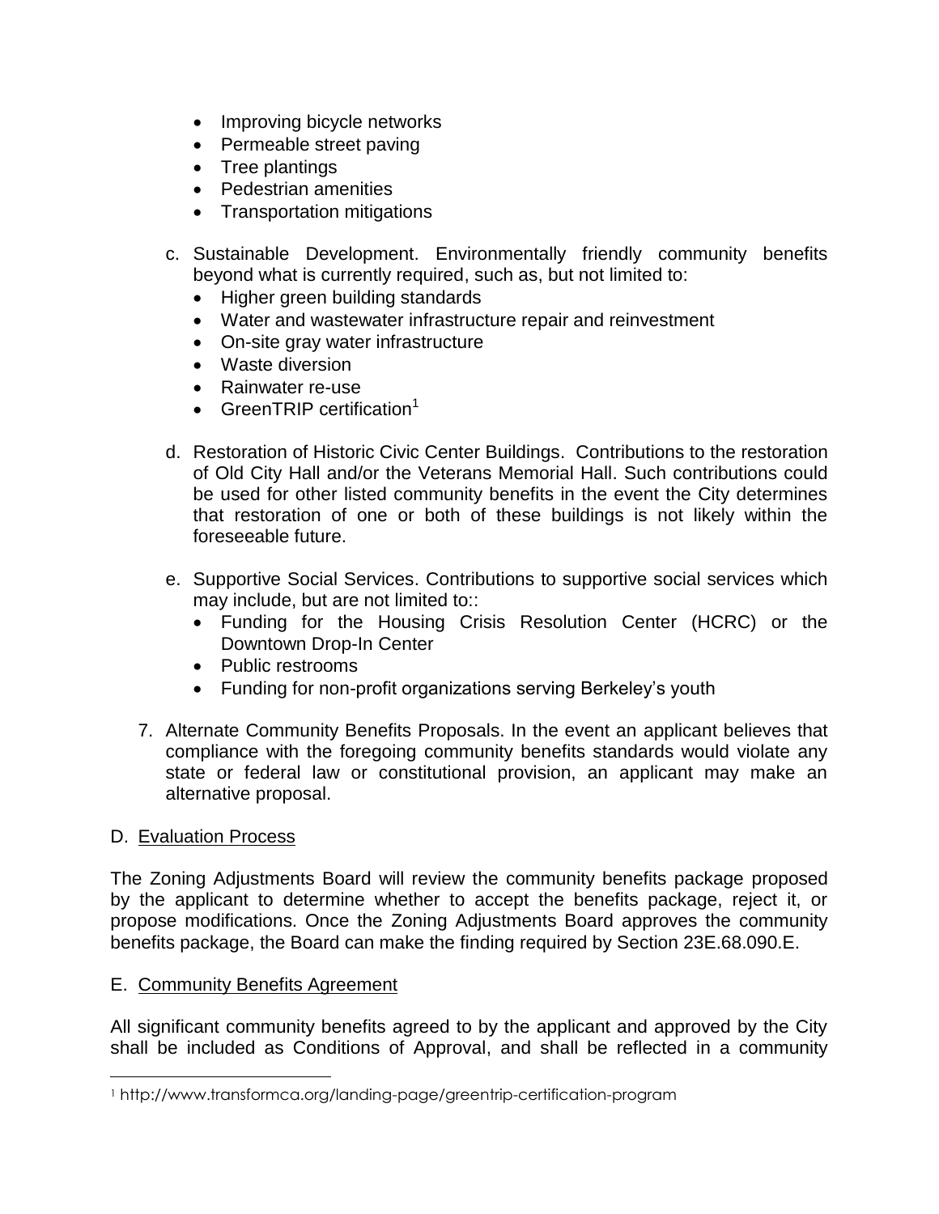- Improving bicycle networks
- Permeable street paving
- Tree plantings
- Pedestrian amenities
- Transportation mitigations

c. Sustainable Development. Environmentally friendly community benefits beyond what is currently required, such as, but not limited to:
   - Higher green building standards
   - Water and wastewater infrastructure repair and reinvestment
   - On-site gray water infrastructure
   - Waste diversion
   - Rainwater re-use
   - GreenTRIP certification[1]

d. Restoration of Historic Civic Center Buildings. Contributions to the restoration of Old City Hall and/or the Veterans Memorial Hall. Such contributions could be used for other listed community benefits in the event the City determines that restoration of one or both of these buildings is not likely within the foreseeable future.

e. Supportive Social Services. Contributions to supportive social services which may include, but are not limited to::
   - Funding for the Housing Crisis Resolution Center (HCRC) or the Downtown Drop-In Center
   - Public restrooms
   - Funding for non-profit organizations serving Berkeley's youth

7. Alternate Community Benefits Proposals. In the event an applicant believes that compliance with the foregoing community benefits standards would violate any state or federal law or constitutional provision, an applicant may make an alternative proposal.

D. <u>Evaluation Process</u>

The Zoning Adjustments Board will review the community benefits package proposed by the applicant to determine whether to accept the benefits package, reject it, or propose modifications. Once the Zoning Adjustments Board approves the community benefits package, the Board can make the finding required by Section 23E.68.090.E.

E. <u>Community Benefits Agreement</u>

All significant community benefits agreed to by the applicant and approved by the City shall be included as Conditions of Approval, and shall be reflected in a community

[1] http://www.transformca.org/landing-page/greentrip-certification-program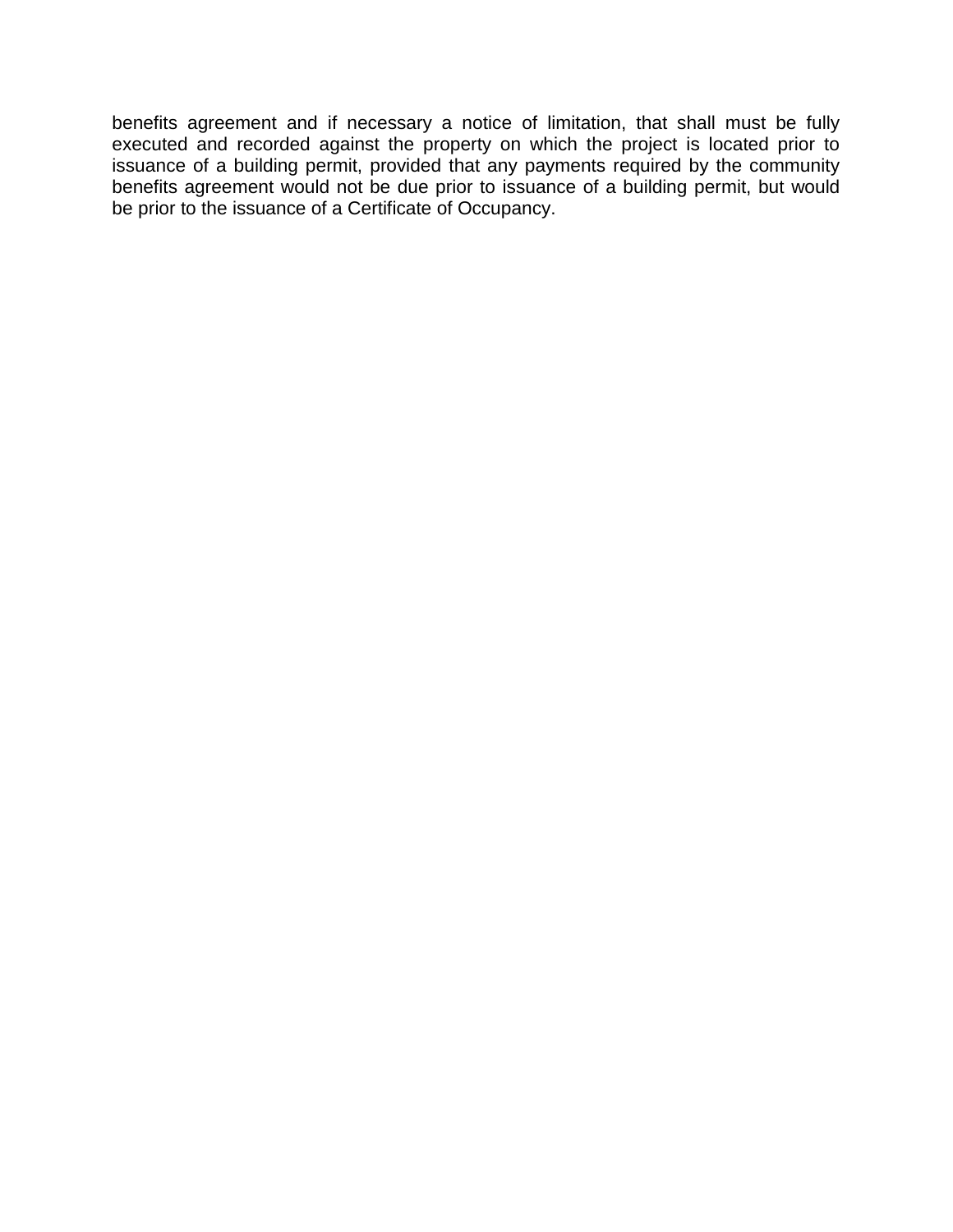benefits agreement and if necessary a notice of limitation, that shall must be fully executed and recorded against the property on which the project is located prior to issuance of a building permit, provided that any payments required by the community benefits agreement would not be due prior to issuance of a building permit, but would be prior to the issuance of a Certificate of Occupancy.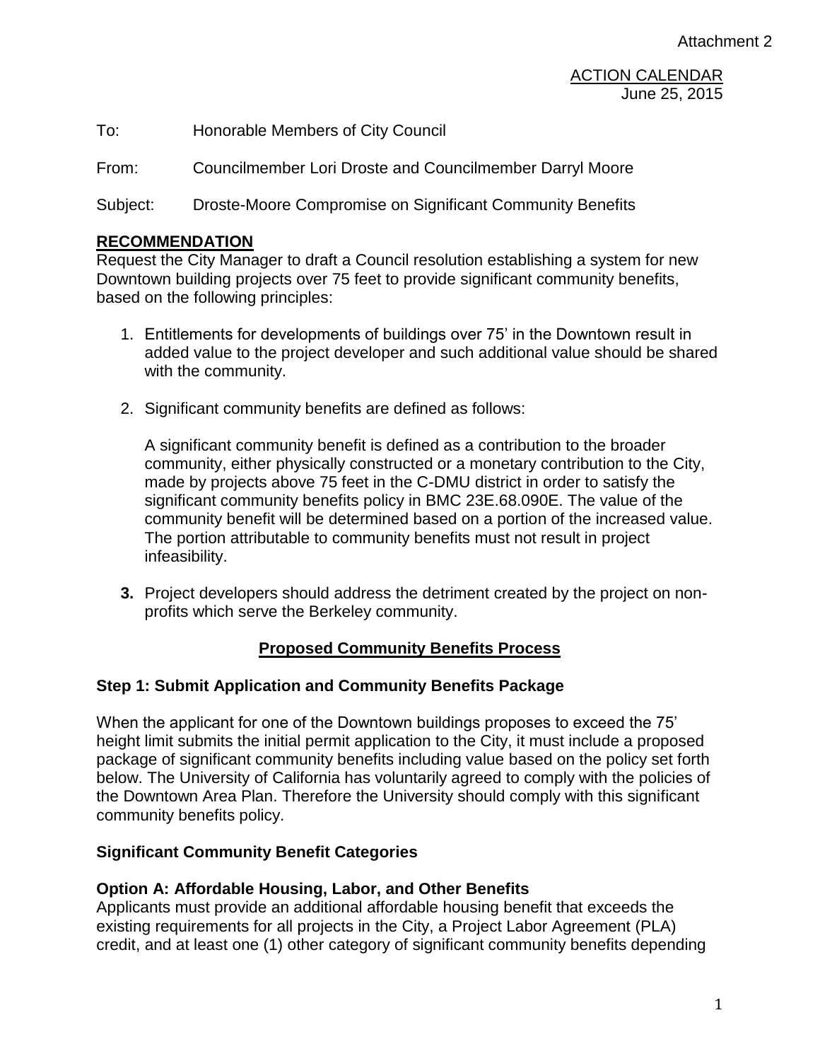Attachment 2

ACTION CALENDAR
June 25, 2015

To: Honorable Members of City Council

From: Councilmember Lori Droste and Councilmember Darryl Moore

Subject: Droste-Moore Compromise on Significant Community Benefits

## RECOMMENDATION

Request the City Manager to draft a Council resolution establishing a system for new Downtown building projects over 75 feet to provide significant community benefits, based on the following principles:

1. Entitlements for developments of buildings over 75' in the Downtown result in added value to the project developer and such additional value should be shared with the community.

2. Significant community benefits are defined as follows:

   A significant community benefit is defined as a contribution to the broader community, either physically constructed or a monetary contribution to the City, made by projects above 75 feet in the C-DMU district in order to satisfy the significant community benefits policy in BMC 23E.68.090E. The value of the community benefit will be determined based on a portion of the increased value. The portion attributable to community benefits must not result in project infeasibility.

3. Project developers should address the detriment created by the project on non-profits which serve the Berkeley community.

## Proposed Community Benefits Process

### Step 1: Submit Application and Community Benefits Package

When the applicant for one of the Downtown buildings proposes to exceed the 75' height limit submits the initial permit application to the City, it must include a proposed package of significant community benefits including value based on the policy set forth below. The University of California has voluntarily agreed to comply with the policies of the Downtown Area Plan. Therefore the University should comply with this significant community benefits policy.

### Significant Community Benefit Categories

### Option A: Affordable Housing, Labor, and Other Benefits

Applicants must provide an additional affordable housing benefit that exceeds the existing requirements for all projects in the City, a Project Labor Agreement (PLA) credit, and at least one (1) other category of significant community benefits depending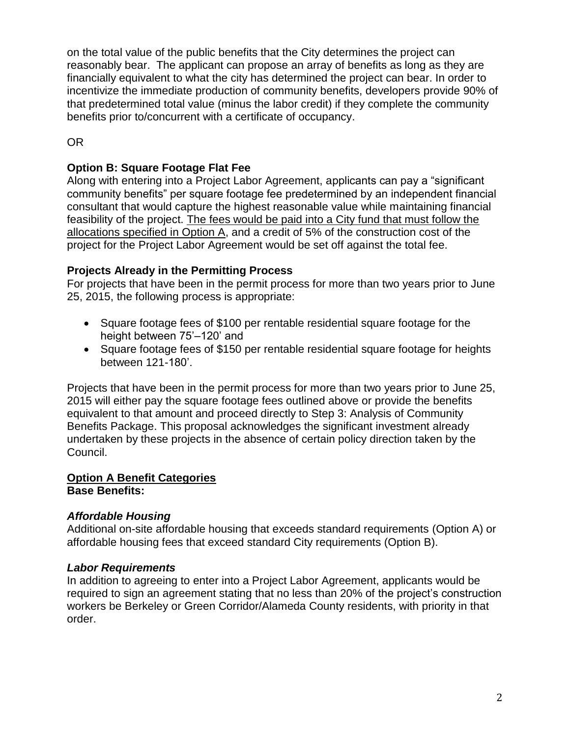on the total value of the public benefits that the City determines the project can reasonably bear. The applicant can propose an array of benefits as long as they are financially equivalent to what the city has determined the project can bear. In order to incentivize the immediate production of community benefits, developers provide 90% of that predetermined total value (minus the labor credit) if they complete the community benefits prior to/concurrent with a certificate of occupancy.

OR

**Option B: Square Footage Flat Fee**

Along with entering into a Project Labor Agreement, applicants can pay a "significant community benefits" per square footage fee predetermined by an independent financial consultant that would capture the highest reasonable value while maintaining financial feasibility of the project. <u>The fees would be paid into a City fund that must follow the allocations specified in Option A</u>, and a credit of 5% of the construction cost of the project for the Project Labor Agreement would be set off against the total fee.

**Projects Already in the Permitting Process**

For projects that have been in the permit process for more than two years prior to June 25, 2015, the following process is appropriate:

- Square footage fees of $100 per rentable residential square footage for the height between 75'–120' and
- Square footage fees of $150 per rentable residential square footage for heights between 121-180'.

Projects that have been in the permit process for more than two years prior to June 25, 2015 will either pay the square footage fees outlined above or provide the benefits equivalent to that amount and proceed directly to Step 3: Analysis of Community Benefits Package. This proposal acknowledges the significant investment already undertaken by these projects in the absence of certain policy direction taken by the Council.

**<u>Option A Benefit Categories</u>**

**Base Benefits:**

***Affordable Housing***

Additional on-site affordable housing that exceeds standard requirements (Option A) or affordable housing fees that exceed standard City requirements (Option B).

***Labor Requirements***

In addition to agreeing to enter into a Project Labor Agreement, applicants would be required to sign an agreement stating that no less than 20% of the project's construction workers be Berkeley or Green Corridor/Alameda County residents, with priority in that order.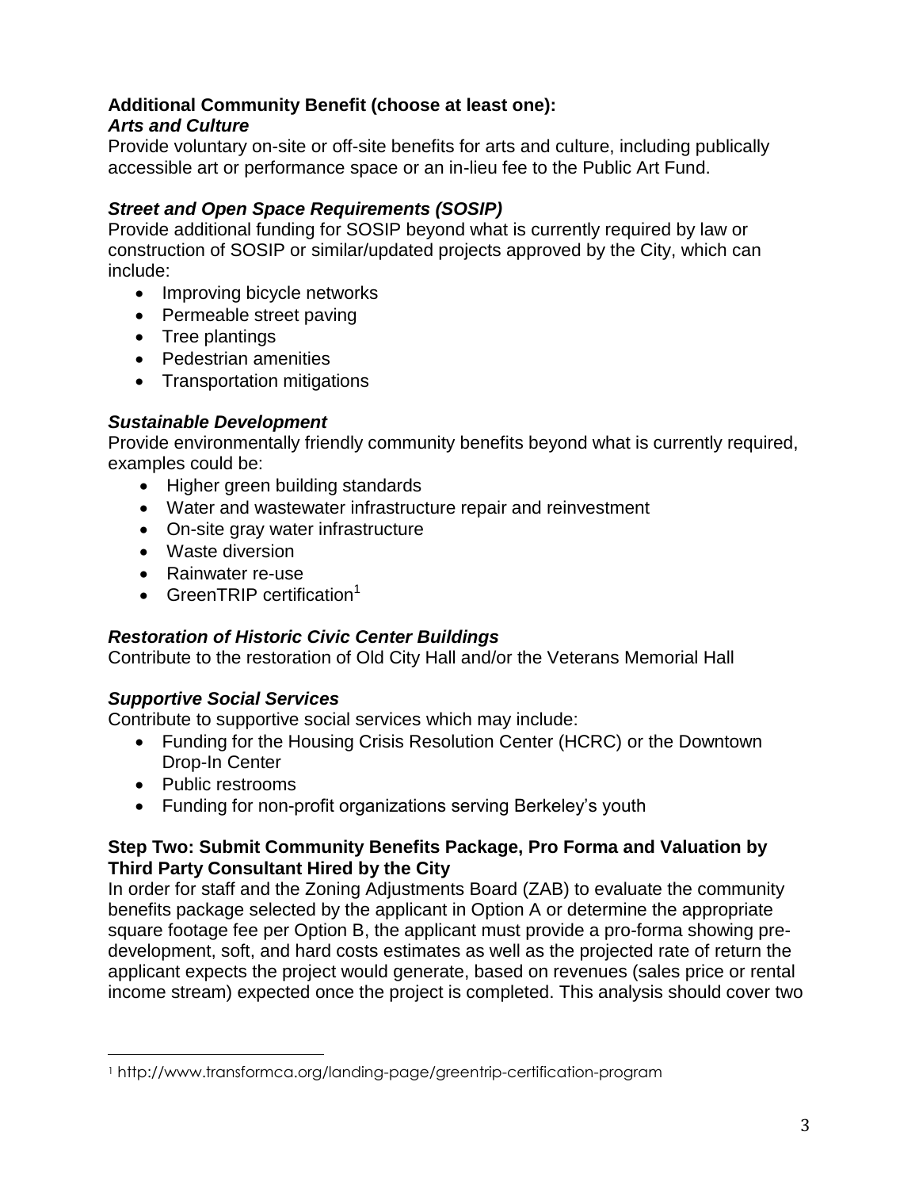**Additional Community Benefit (choose at least one):**

***Arts and Culture***

Provide voluntary on-site or off-site benefits for arts and culture, including publically accessible art or performance space or an in-lieu fee to the Public Art Fund.

***Street and Open Space Requirements (SOSIP)***

Provide additional funding for SOSIP beyond what is currently required by law or construction of SOSIP or similar/updated projects approved by the City, which can include:

- Improving bicycle networks
- Permeable street paving
- Tree plantings
- Pedestrian amenities
- Transportation mitigations

***Sustainable Development***

Provide environmentally friendly community benefits beyond what is currently required, examples could be:

- Higher green building standards
- Water and wastewater infrastructure repair and reinvestment
- On-site gray water infrastructure
- Waste diversion
- Rainwater re-use
- GreenTRIP certification[1]

***Restoration of Historic Civic Center Buildings***

Contribute to the restoration of Old City Hall and/or the Veterans Memorial Hall

***Supportive Social Services***

Contribute to supportive social services which may include:

- Funding for the Housing Crisis Resolution Center (HCRC) or the Downtown Drop-In Center
- Public restrooms
- Funding for non-profit organizations serving Berkeley's youth

**Step Two: Submit Community Benefits Package, Pro Forma and Valuation by Third Party Consultant Hired by the City**

In order for staff and the Zoning Adjustments Board (ZAB) to evaluate the community benefits package selected by the applicant in Option A or determine the appropriate square footage fee per Option B, the applicant must provide a pro-forma showing pre-development, soft, and hard costs estimates as well as the projected rate of return the applicant expects the project would generate, based on revenues (sales price or rental income stream) expected once the project is completed. This analysis should cover two

[1] http://www.transformca.org/landing-page/greentrip-certification-program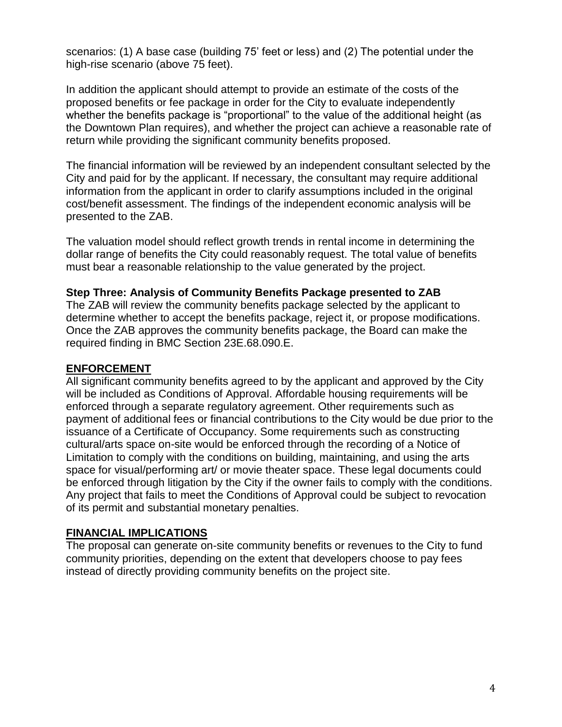scenarios: (1) A base case (building 75' feet or less) and (2) The potential under the high-rise scenario (above 75 feet).

In addition the applicant should attempt to provide an estimate of the costs of the proposed benefits or fee package in order for the City to evaluate independently whether the benefits package is "proportional" to the value of the additional height (as the Downtown Plan requires), and whether the project can achieve a reasonable rate of return while providing the significant community benefits proposed.

The financial information will be reviewed by an independent consultant selected by the City and paid for by the applicant. If necessary, the consultant may require additional information from the applicant in order to clarify assumptions included in the original cost/benefit assessment. The findings of the independent economic analysis will be presented to the ZAB.

The valuation model should reflect growth trends in rental income in determining the dollar range of benefits the City could reasonably request. The total value of benefits must bear a reasonable relationship to the value generated by the project.

**Step Three: Analysis of Community Benefits Package presented to ZAB**

The ZAB will review the community benefits package selected by the applicant to determine whether to accept the benefits package, reject it, or propose modifications. Once the ZAB approves the community benefits package, the Board can make the required finding in BMC Section 23E.68.090.E.

## ENFORCEMENT

All significant community benefits agreed to by the applicant and approved by the City will be included as Conditions of Approval. Affordable housing requirements will be enforced through a separate regulatory agreement. Other requirements such as payment of additional fees or financial contributions to the City would be due prior to the issuance of a Certificate of Occupancy. Some requirements such as constructing cultural/arts space on-site would be enforced through the recording of a Notice of Limitation to comply with the conditions on building, maintaining, and using the arts space for visual/performing art/ or movie theater space. These legal documents could be enforced through litigation by the City if the owner fails to comply with the conditions. Any project that fails to meet the Conditions of Approval could be subject to revocation of its permit and substantial monetary penalties.

## FINANCIAL IMPLICATIONS

The proposal can generate on-site community benefits or revenues to the City to fund community priorities, depending on the extent that developers choose to pay fees instead of directly providing community benefits on the project site.